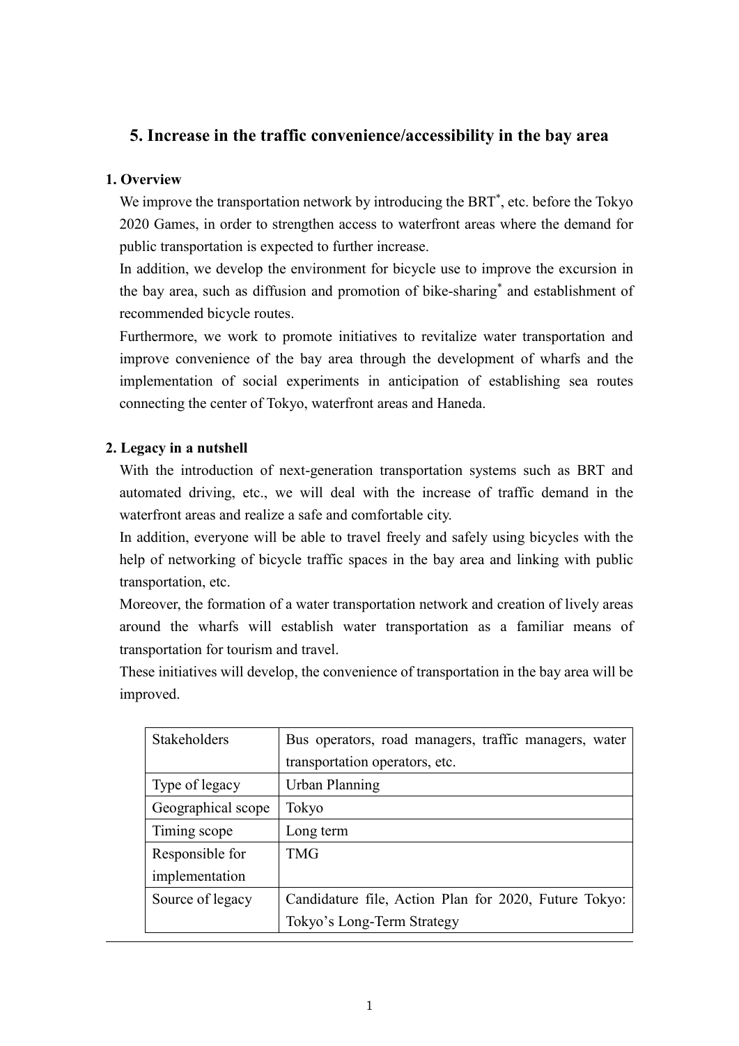## 5. Increase in the traffic convenience/accessibility in the bay area

### 1. Overview

We improve the transportation network by introducing the BRT*, etc. before the Tokyo 2020 Games, in order to strengthen access to waterfront areas where the demand for public transportation is expected to further increase.

In addition, we develop the environment for bicycle use to improve the excursion in the bay area, such as diffusion and promotion of bike-sharing* and establishment of recommended bicycle routes.

Furthermore, we work to promote initiatives to revitalize water transportation and improve convenience of the bay area through the development of wharfs and the implementation of social experiments in anticipation of establishing sea routes connecting the center of Tokyo, waterfront areas and Haneda.

### 2. Legacy in a nutshell

With the introduction of next-generation transportation systems such as BRT and automated driving, etc., we will deal with the increase of traffic demand in the waterfront areas and realize a safe and comfortable city.

In addition, everyone will be able to travel freely and safely using bicycles with the help of networking of bicycle traffic spaces in the bay area and linking with public transportation, etc.

Moreover, the formation of a water transportation network and creation of lively areas around the wharfs will establish water transportation as a familiar means of transportation for tourism and travel.

These initiatives will develop, the convenience of transportation in the bay area will be improved.

| | |
|---|---|
| Stakeholders | Bus operators, road managers, traffic managers, water transportation operators, etc. |
| Type of legacy | Urban Planning |
| Geographical scope | Tokyo |
| Timing scope | Long term |
| Responsible for implementation | TMG |
| Source of legacy | Candidature file, Action Plan for 2020, Future Tokyo: Tokyo's Long-Term Strategy |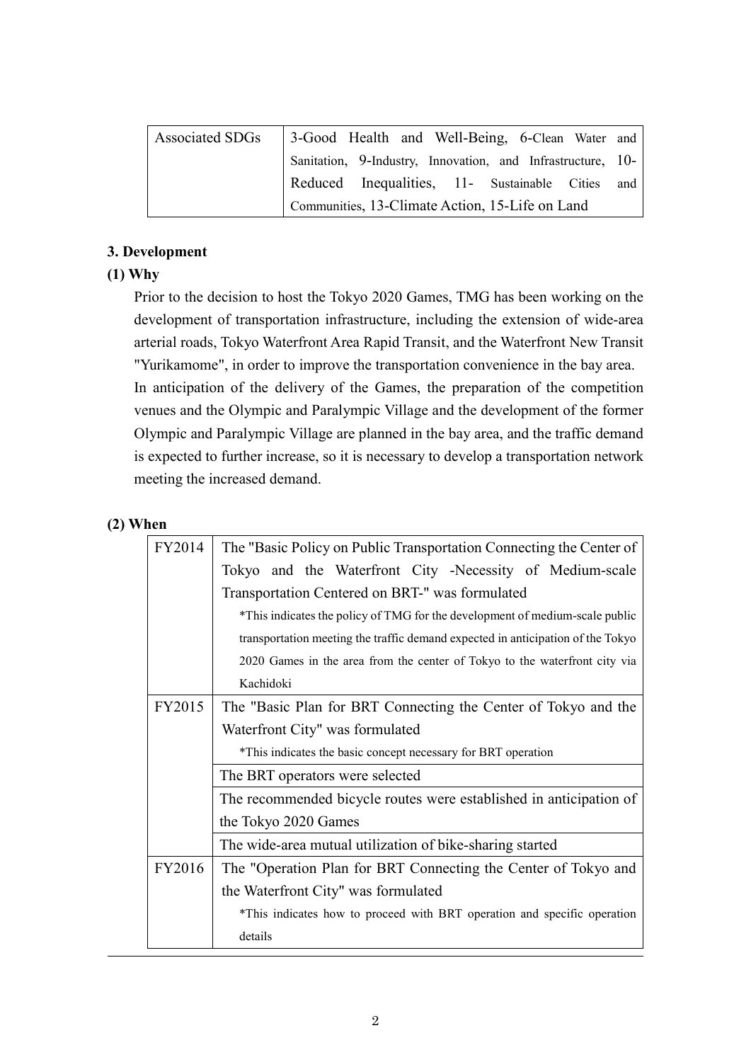| Associated SDGs | 3-Good Health and Well-Being, 6-Clean Water and Sanitation, 9-Industry, Innovation, and Infrastructure, 10-Reduced Inequalities, 11- Sustainable Cities and Communities, 13-Climate Action, 15-Life on Land |
|---|---|

### 3. Development

#### (1) Why

Prior to the decision to host the Tokyo 2020 Games, TMG has been working on the development of transportation infrastructure, including the extension of wide-area arterial roads, Tokyo Waterfront Area Rapid Transit, and the Waterfront New Transit "Yurikamome", in order to improve the transportation convenience in the bay area.

In anticipation of the delivery of the Games, the preparation of the competition venues and the Olympic and Paralympic Village and the development of the former Olympic and Paralympic Village are planned in the bay area, and the traffic demand is expected to further increase, so it is necessary to develop a transportation network meeting the increased demand.

#### (2) When

| | |
|---|---|
| FY2014 | The "Basic Policy on Public Transportation Connecting the Center of Tokyo and the Waterfront City -Necessity of Medium-scale Transportation Centered on BRT-" was formulated<br>*This indicates the policy of TMG for the development of medium-scale public transportation meeting the traffic demand expected in anticipation of the Tokyo 2020 Games in the area from the center of Tokyo to the waterfront city via Kachidoki |
| FY2015 | The "Basic Plan for BRT Connecting the Center of Tokyo and the Waterfront City" was formulated<br>*This indicates the basic concept necessary for BRT operation |
| | The BRT operators were selected |
| | The recommended bicycle routes were established in anticipation of the Tokyo 2020 Games |
| | The wide-area mutual utilization of bike-sharing started |
| FY2016 | The "Operation Plan for BRT Connecting the Center of Tokyo and the Waterfront City" was formulated<br>*This indicates how to proceed with BRT operation and specific operation details |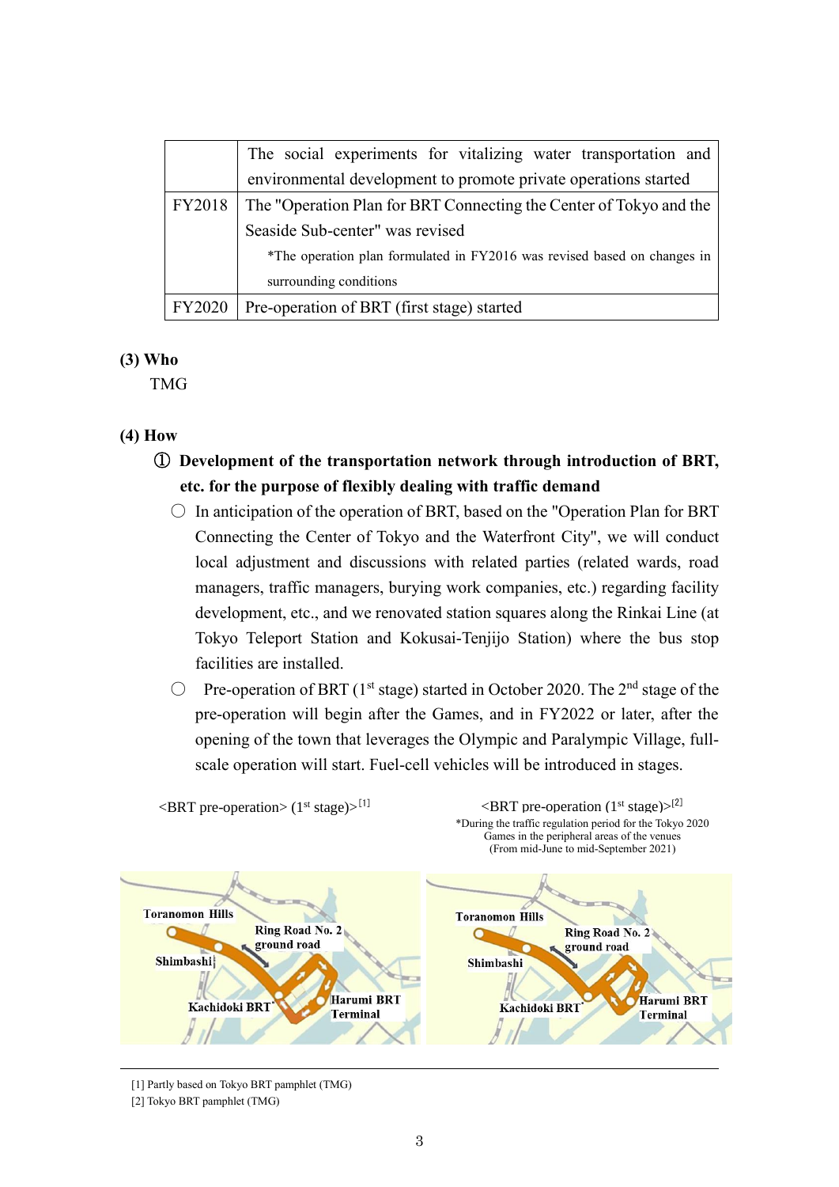|  |  |
|---|---|
|  | The social experiments for vitalizing water transportation and environmental development to promote private operations started |
| FY2018 | The "Operation Plan for BRT Connecting the Center of Tokyo and the Seaside Sub-center" was revised<br>*The operation plan formulated in FY2016 was revised based on changes in surrounding conditions |
| FY2020 | Pre-operation of BRT (first stage) started |

**(3) Who**

TMG

**(4) How**

**① Development of the transportation network through introduction of BRT, etc. for the purpose of flexibly dealing with traffic demand**

○ In anticipation of the operation of BRT, based on the "Operation Plan for BRT Connecting the Center of Tokyo and the Waterfront City", we will conduct local adjustment and discussions with related parties (related wards, road managers, traffic managers, burying work companies, etc.) regarding facility development, etc., and we renovated station squares along the Rinkai Line (at Tokyo Teleport Station and Kokusai-Tenjijo Station) where the bus stop facilities are installed.

○ Pre-operation of BRT (1st stage) started in October 2020. The 2nd stage of the pre-operation will begin after the Games, and in FY2022 or later, after the opening of the town that leverages the Olympic and Paralympic Village, full-scale operation will start. Fuel-cell vehicles will be introduced in stages.

<BRT pre-operation> (1st stage)>[1]

Toranomon Hills, Ring Road No. 2 ground road, Shimbashi, Kachidoki BRT, Harumi BRT Terminal

<BRT pre-operation (1st stage)>[2]

*During the traffic regulation period for the Tokyo 2020 Games in the peripheral areas of the venues (From mid-June to mid-September 2021)

Toranomon Hills, Ring Road No. 2 ground road, Shimbashi, Kachidoki BRT, Harumi BRT Terminal

[1] Partly based on Tokyo BRT pamphlet (TMG)
[2] Tokyo BRT pamphlet (TMG)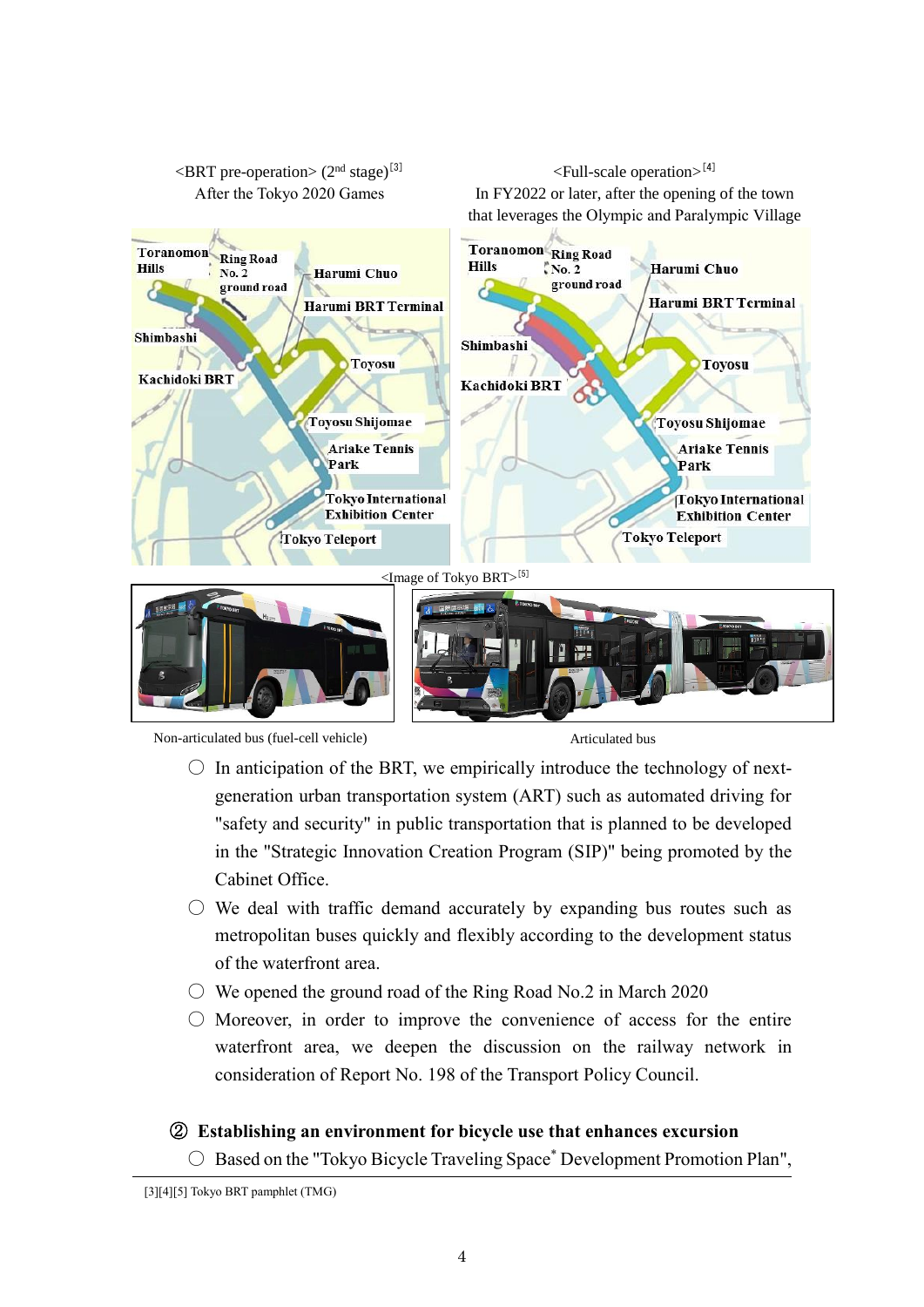<BRT pre-operation> (2nd stage)[3]
After the Tokyo 2020 Games

<Full-scale operation>[4]
In FY2022 or later, after the opening of the town that leverages the Olympic and Paralympic Village

<Image of Tokyo BRT>[5]

Non-articulated bus (fuel-cell vehicle)

Articulated bus

- ○ In anticipation of the BRT, we empirically introduce the technology of next-generation urban transportation system (ART) such as automated driving for "safety and security" in public transportation that is planned to be developed in the "Strategic Innovation Creation Program (SIP)" being promoted by the Cabinet Office.
- ○ We deal with traffic demand accurately by expanding bus routes such as metropolitan buses quickly and flexibly according to the development status of the waterfront area.
- ○ We opened the ground road of the Ring Road No.2 in March 2020
- ○ Moreover, in order to improve the convenience of access for the entire waterfront area, we deepen the discussion on the railway network in consideration of Report No. 198 of the Transport Policy Council.

### ② Establishing an environment for bicycle use that enhances excursion

- ○ Based on the "Tokyo Bicycle Traveling Space* Development Promotion Plan",

[3][4][5] Tokyo BRT pamphlet (TMG)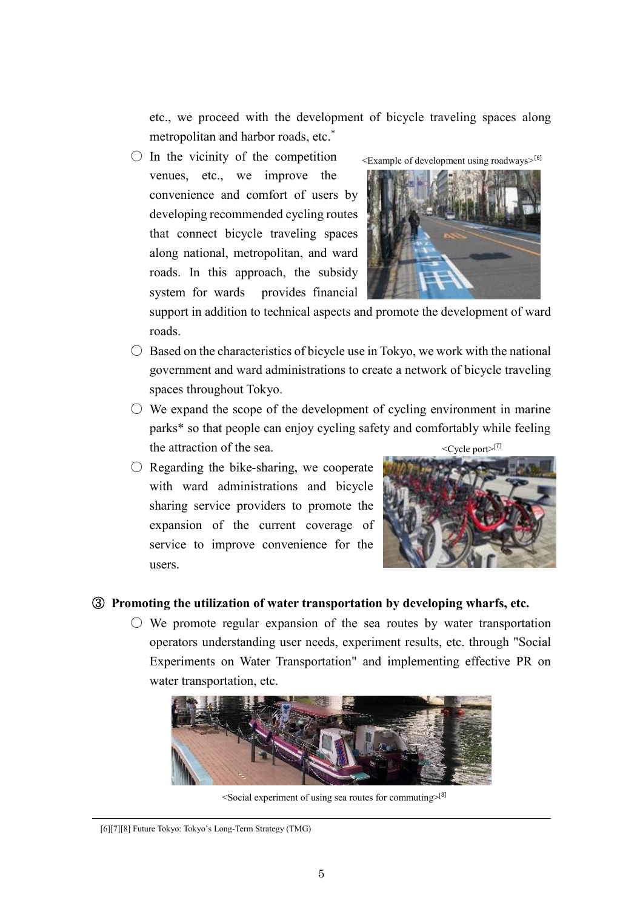etc., we proceed with the development of bicycle traveling spaces along metropolitan and harbor roads, etc.*

○ In the vicinity of the competition venues, etc., we improve the convenience and comfort of users by developing recommended cycling routes that connect bicycle traveling spaces along national, metropolitan, and ward roads. In this approach, the subsidy system for wards provides financial support in addition to technical aspects and promote the development of ward roads.

<Example of development using roadways>[6]

○ Based on the characteristics of bicycle use in Tokyo, we work with the national government and ward administrations to create a network of bicycle traveling spaces throughout Tokyo.

○ We expand the scope of the development of cycling environment in marine parks* so that people can enjoy cycling safety and comfortably while feeling the attraction of the sea.

○ Regarding the bike-sharing, we cooperate with ward administrations and bicycle sharing service providers to promote the expansion of the current coverage of service to improve convenience for the users.

<Cycle port>[7]

### ③ Promoting the utilization of water transportation by developing wharfs, etc.

○ We promote regular expansion of the sea routes by water transportation operators understanding user needs, experiment results, etc. through "Social Experiments on Water Transportation" and implementing effective PR on water transportation, etc.

<Social experiment of using sea routes for commuting>[8]

---

[6][7][8] Future Tokyo: Tokyo's Long-Term Strategy (TMG)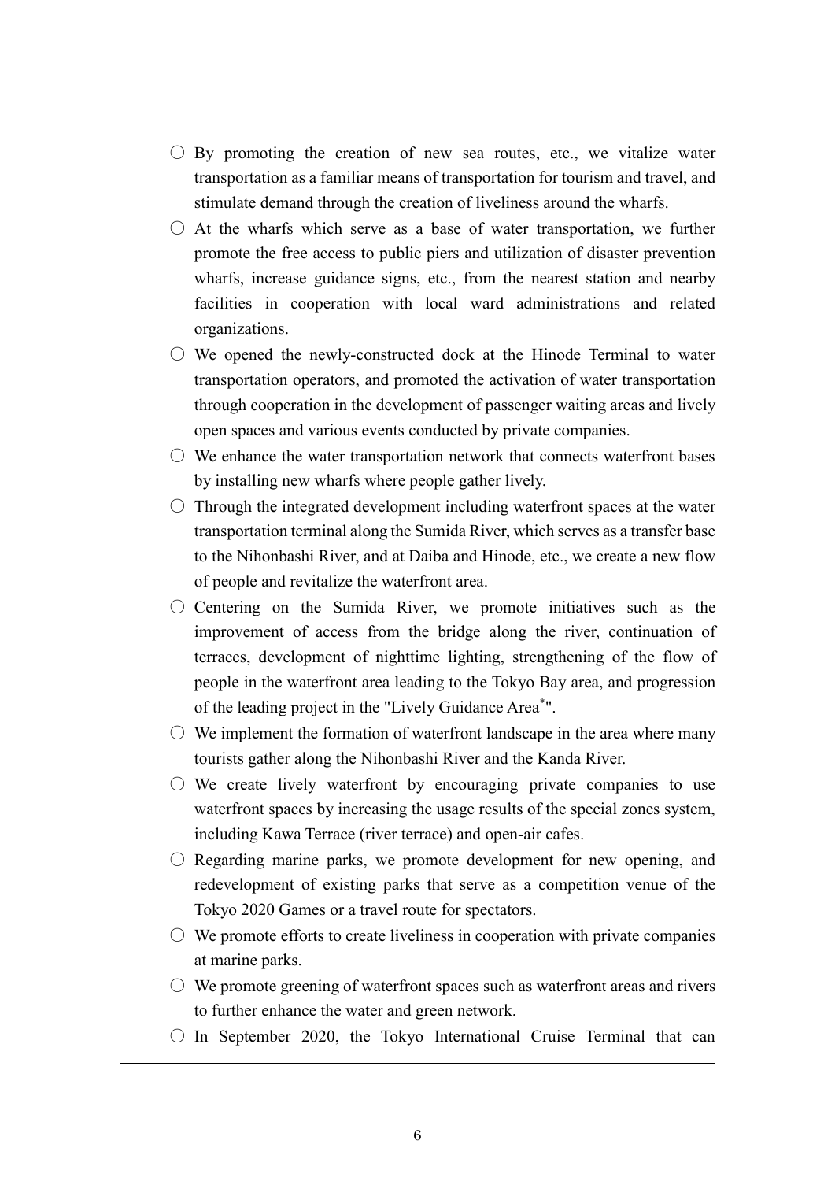○ By promoting the creation of new sea routes, etc., we vitalize water transportation as a familiar means of transportation for tourism and travel, and stimulate demand through the creation of liveliness around the wharfs.

○ At the wharfs which serve as a base of water transportation, we further promote the free access to public piers and utilization of disaster prevention wharfs, increase guidance signs, etc., from the nearest station and nearby facilities in cooperation with local ward administrations and related organizations.

○ We opened the newly-constructed dock at the Hinode Terminal to water transportation operators, and promoted the activation of water transportation through cooperation in the development of passenger waiting areas and lively open spaces and various events conducted by private companies.

○ We enhance the water transportation network that connects waterfront bases by installing new wharfs where people gather lively.

○ Through the integrated development including waterfront spaces at the water transportation terminal along the Sumida River, which serves as a transfer base to the Nihonbashi River, and at Daiba and Hinode, etc., we create a new flow of people and revitalize the waterfront area.

○ Centering on the Sumida River, we promote initiatives such as the improvement of access from the bridge along the river, continuation of terraces, development of nighttime lighting, strengthening of the flow of people in the waterfront area leading to the Tokyo Bay area, and progression of the leading project in the "Lively Guidance Area*".

○ We implement the formation of waterfront landscape in the area where many tourists gather along the Nihonbashi River and the Kanda River.

○ We create lively waterfront by encouraging private companies to use waterfront spaces by increasing the usage results of the special zones system, including Kawa Terrace (river terrace) and open-air cafes.

○ Regarding marine parks, we promote development for new opening, and redevelopment of existing parks that serve as a competition venue of the Tokyo 2020 Games or a travel route for spectators.

○ We promote efforts to create liveliness in cooperation with private companies at marine parks.

○ We promote greening of waterfront spaces such as waterfront areas and rivers to further enhance the water and green network.

○ In September 2020, the Tokyo International Cruise Terminal that can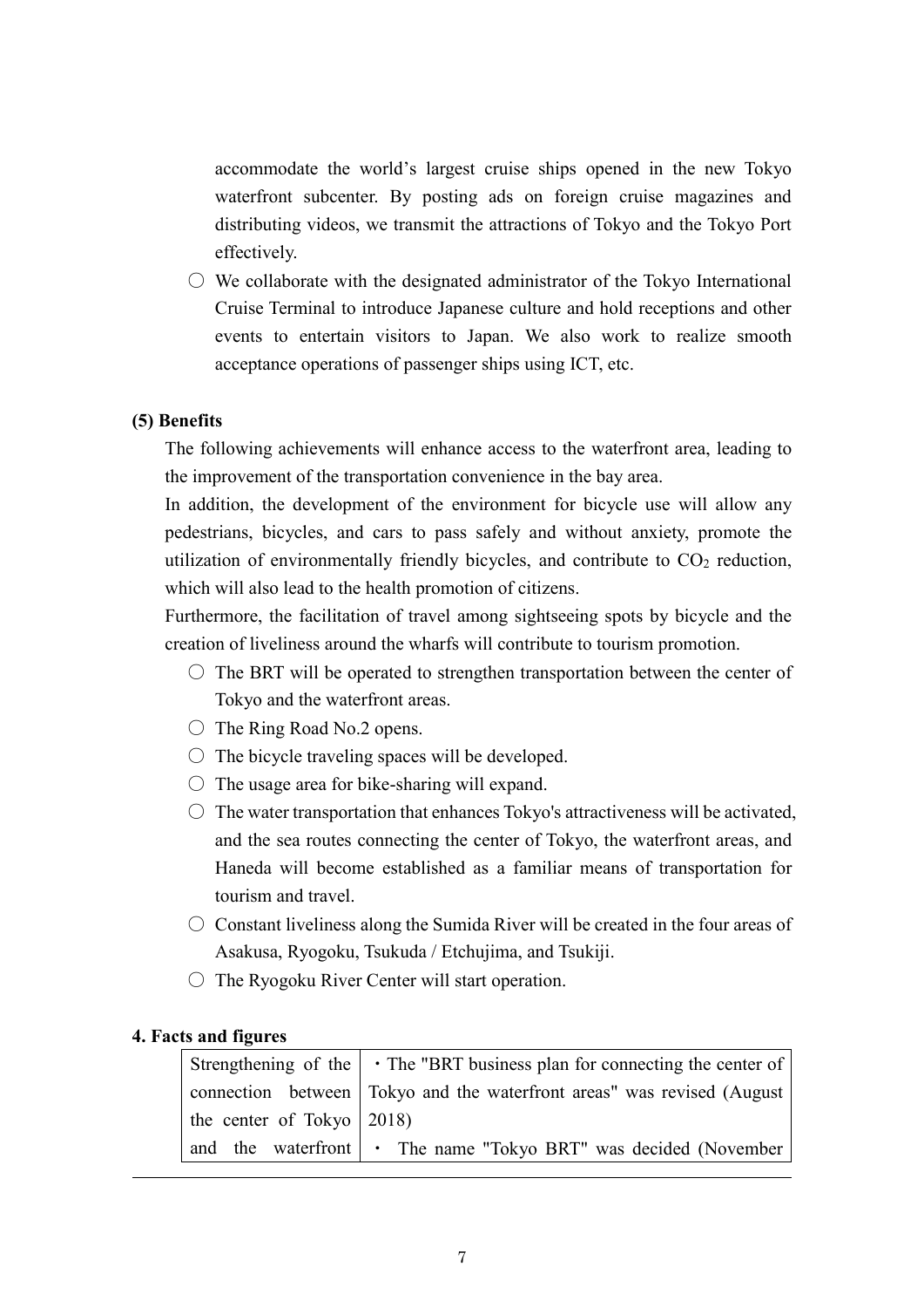accommodate the world's largest cruise ships opened in the new Tokyo waterfront subcenter. By posting ads on foreign cruise magazines and distributing videos, we transmit the attractions of Tokyo and the Tokyo Port effectively.

○ We collaborate with the designated administrator of the Tokyo International Cruise Terminal to introduce Japanese culture and hold receptions and other events to entertain visitors to Japan. We also work to realize smooth acceptance operations of passenger ships using ICT, etc.

**(5) Benefits**

The following achievements will enhance access to the waterfront area, leading to the improvement of the transportation convenience in the bay area.

In addition, the development of the environment for bicycle use will allow any pedestrians, bicycles, and cars to pass safely and without anxiety, promote the utilization of environmentally friendly bicycles, and contribute to $CO_2$ reduction, which will also lead to the health promotion of citizens.

Furthermore, the facilitation of travel among sightseeing spots by bicycle and the creation of liveliness around the wharfs will contribute to tourism promotion.

○ The BRT will be operated to strengthen transportation between the center of Tokyo and the waterfront areas.

○ The Ring Road No.2 opens.

○ The bicycle traveling spaces will be developed.

○ The usage area for bike-sharing will expand.

○ The water transportation that enhances Tokyo's attractiveness will be activated, and the sea routes connecting the center of Tokyo, the waterfront areas, and Haneda will become established as a familiar means of transportation for tourism and travel.

○ Constant liveliness along the Sumida River will be created in the four areas of Asakusa, Ryogoku, Tsukuda / Etchujima, and Tsukiji.

○ The Ryogoku River Center will start operation.

**4. Facts and figures**

| | |
|---|---|
| Strengthening of the connection between the center of Tokyo and the waterfront | ・The "BRT business plan for connecting the center of Tokyo and the waterfront areas" was revised (August 2018)<br>・ The name "Tokyo BRT" was decided (November |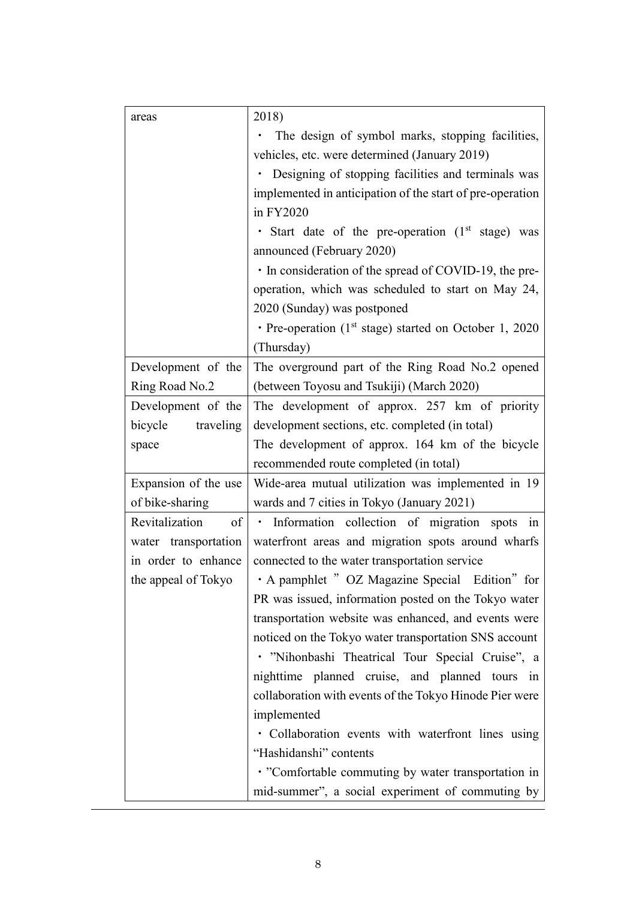| | |
|---|---|
| areas | 2018)<br>・ The design of symbol marks, stopping facilities, vehicles, etc. were determined (January 2019)<br>・ Designing of stopping facilities and terminals was implemented in anticipation of the start of pre-operation in FY2020<br>・Start date of the pre-operation (1st stage) was announced (February 2020)<br>・In consideration of the spread of COVID-19, the pre-operation, which was scheduled to start on May 24, 2020 (Sunday) was postponed<br>・Pre-operation (1st stage) started on October 1, 2020 (Thursday) |
| Development of the Ring Road No.2 | The overground part of the Ring Road No.2 opened (between Toyosu and Tsukiji) (March 2020) |
| Development of the bicycle traveling space | The development of approx. 257 km of priority development sections, etc. completed (in total)<br>The development of approx. 164 km of the bicycle recommended route completed (in total) |
| Expansion of the use of bike-sharing | Wide-area mutual utilization was implemented in 19 wards and 7 cities in Tokyo (January 2021) |
| Revitalization of water transportation in order to enhance the appeal of Tokyo | ・ Information collection of migration spots in waterfront areas and migration spots around wharfs connected to the water transportation service<br>・A pamphlet "OZ Magazine Special Edition" for PR was issued, information posted on the Tokyo water transportation website was enhanced, and events were noticed on the Tokyo water transportation SNS account<br>・"Nihonbashi Theatrical Tour Special Cruise", a nighttime planned cruise, and planned tours in collaboration with events of the Tokyo Hinode Pier were implemented<br>・Collaboration events with waterfront lines using "Hashidanshi" contents<br>・"Comfortable commuting by water transportation in mid-summer", a social experiment of commuting by |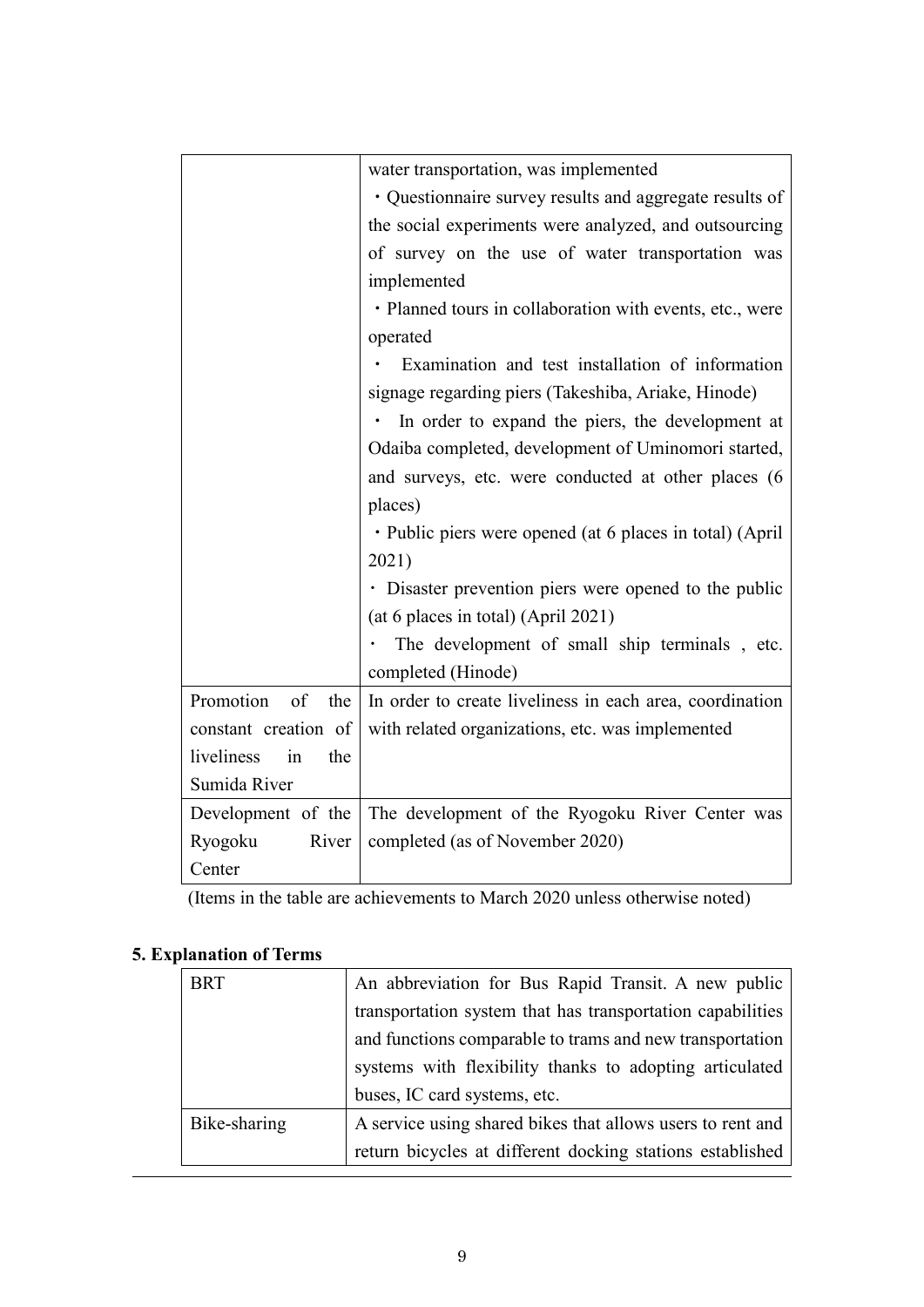| | |
|---|---|
| | water transportation, was implemented<br>・Questionnaire survey results and aggregate results of the social experiments were analyzed, and outsourcing of survey on the use of water transportation was implemented<br>・Planned tours in collaboration with events, etc., were operated<br>・ Examination and test installation of information signage regarding piers (Takeshiba, Ariake, Hinode)<br>・ In order to expand the piers, the development at Odaiba completed, development of Uminomori started, and surveys, etc. were conducted at other places (6 places)<br>・Public piers were opened (at 6 places in total) (April 2021)<br>・ Disaster prevention piers were opened to the public (at 6 places in total) (April 2021)<br>・ The development of small ship terminals , etc. completed (Hinode) |
| Promotion of the constant creation of liveliness in the Sumida River | In order to create liveliness in each area, coordination with related organizations, etc. was implemented |
| Development of the Ryogoku River Center | The development of the Ryogoku River Center was completed (as of November 2020) |

(Items in the table are achievements to March 2020 unless otherwise noted)

### 5. Explanation of Terms

| | |
|---|---|
| BRT | An abbreviation for Bus Rapid Transit. A new public transportation system that has transportation capabilities and functions comparable to trams and new transportation systems with flexibility thanks to adopting articulated buses, IC card systems, etc. |
| Bike-sharing | A service using shared bikes that allows users to rent and return bicycles at different docking stations established |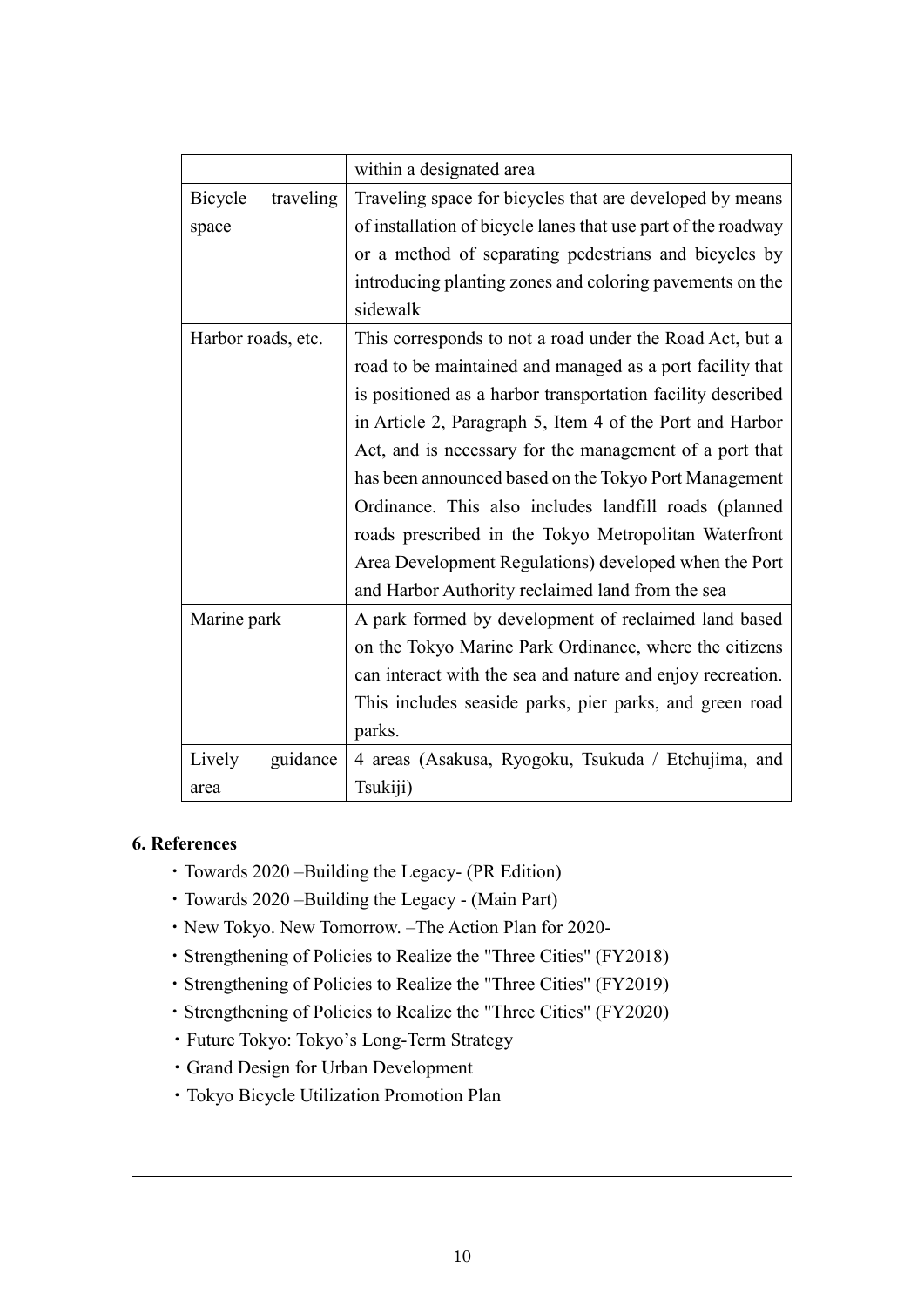| | |
|---|---|
| | within a designated area |
| Bicycle traveling space | Traveling space for bicycles that are developed by means of installation of bicycle lanes that use part of the roadway or a method of separating pedestrians and bicycles by introducing planting zones and coloring pavements on the sidewalk |
| Harbor roads, etc. | This corresponds to not a road under the Road Act, but a road to be maintained and managed as a port facility that is positioned as a harbor transportation facility described in Article 2, Paragraph 5, Item 4 of the Port and Harbor Act, and is necessary for the management of a port that has been announced based on the Tokyo Port Management Ordinance. This also includes landfill roads (planned roads prescribed in the Tokyo Metropolitan Waterfront Area Development Regulations) developed when the Port and Harbor Authority reclaimed land from the sea |
| Marine park | A park formed by development of reclaimed land based on the Tokyo Marine Park Ordinance, where the citizens can interact with the sea and nature and enjoy recreation. This includes seaside parks, pier parks, and green road parks. |
| Lively guidance area | 4 areas (Asakusa, Ryogoku, Tsukuda / Etchujima, and Tsukiji) |

**6. References**

- Towards 2020 –Building the Legacy- (PR Edition)
- Towards 2020 –Building the Legacy - (Main Part)
- New Tokyo. New Tomorrow. –The Action Plan for 2020-
- Strengthening of Policies to Realize the "Three Cities" (FY2018)
- Strengthening of Policies to Realize the "Three Cities" (FY2019)
- Strengthening of Policies to Realize the "Three Cities" (FY2020)
- Future Tokyo: Tokyo's Long-Term Strategy
- Grand Design for Urban Development
- Tokyo Bicycle Utilization Promotion Plan